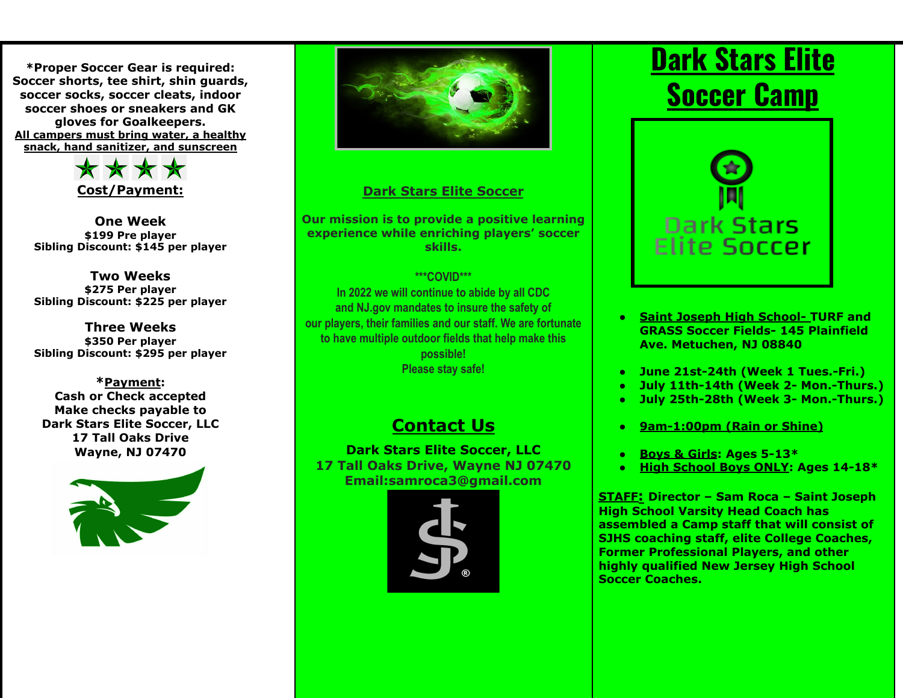*Proper Soccer Gear is required: Soccer shorts, tee shirt, shin guards, soccer socks, soccer cleats, indoor soccer shoes or sneakers and GK gloves for Goalkeepers.

**All campers must bring water, a healthy snack, hand sanitizer, and sunscreen**

## Cost/Payment:

**One Week**
$199 Pre player
Sibling Discount: $145 per player

**Two Weeks**
$275 Per player
Sibling Discount: $225 per player

**Three Weeks**
$350 Per player
Sibling Discount: $295 per player

***Payment**:
Cash or Check accepted
Make checks payable to
Dark Stars Elite Soccer, LLC
17 Tall Oaks Drive
Wayne, NJ 07470

## Dark Stars Elite Soccer

**Our mission is to provide a positive learning experience while enriching players' soccer skills.**

***COVID***
In 2022 we will continue to abide by all CDC and NJ.gov mandates to insure the safety of our players, their families and our staff. We are fortunate to have multiple outdoor fields that help make this possible!
Please stay safe!

## Contact Us

**Dark Stars Elite Soccer, LLC**
17 Tall Oaks Drive, Wayne NJ 07470
Email:samroca3@gmail.com

# Dark Stars Elite Soccer Camp

Dark Stars Elite Soccer

- **Saint Joseph High School- TURF and GRASS Soccer Fields- 145 Plainfield Ave. Metuchen, NJ 08840**

- **June 21st-24th (Week 1 Tues.-Fri.)**
- **July 11th-14th (Week 2- Mon.-Thurs.)**
- **July 25th-28th (Week 3- Mon.-Thurs.)**

- **9am-1:00pm (Rain or Shine)**

- **Boys & Girls: Ages 5-13***
- **High School Boys ONLY: Ages 14-18***

**STAFF: Director – Sam Roca – Saint Joseph High School Varsity Head Coach has assembled a Camp staff that will consist of SJHS coaching staff, elite College Coaches, Former Professional Players, and other highly qualified New Jersey High School Soccer Coaches.**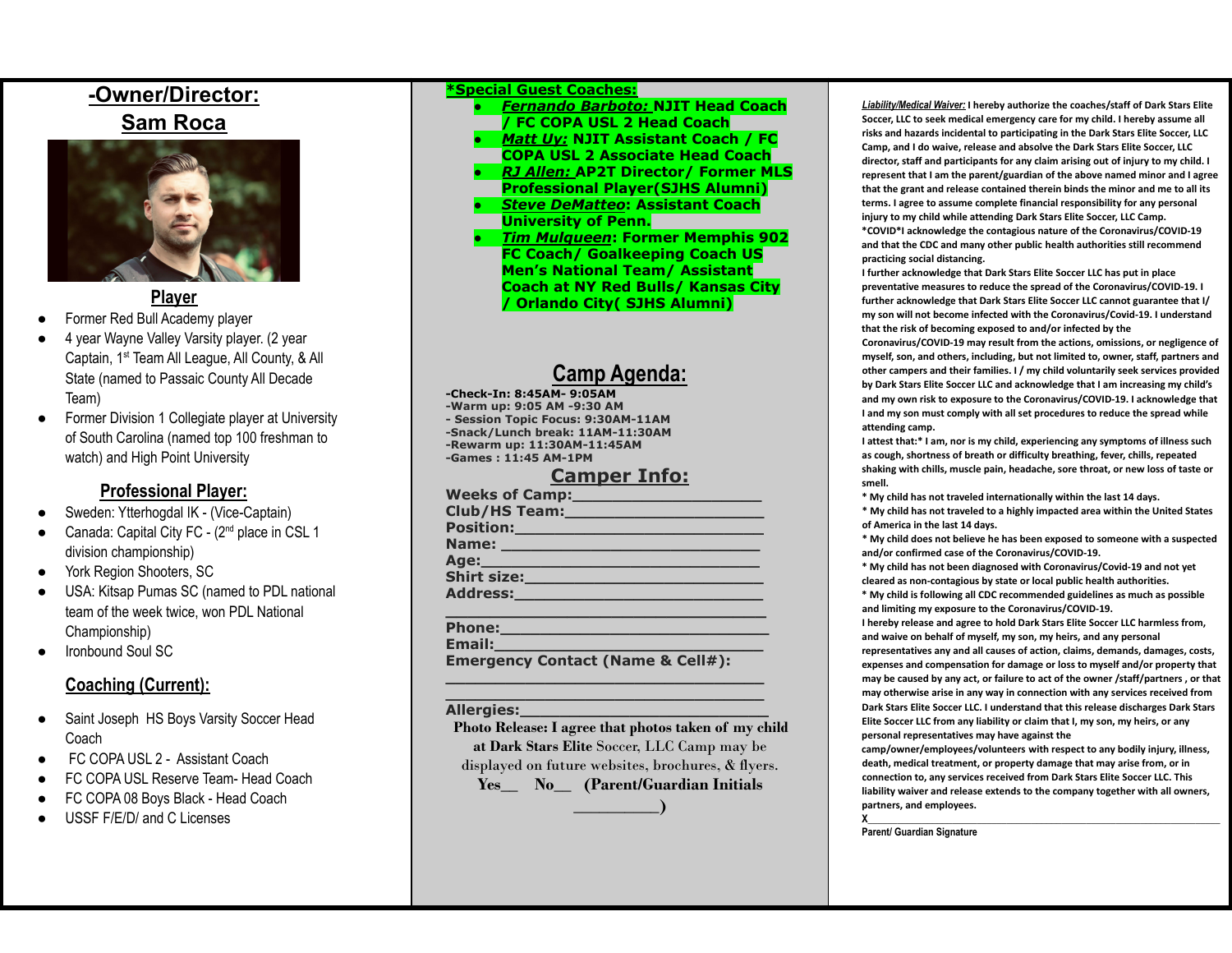## -Owner/Director:
## Sam Roca

### Player

- Former Red Bull Academy player
- 4 year Wayne Valley Varsity player. (2 year Captain, 1st Team All League, All County, & All State (named to Passaic County All Decade Team)
- Former Division 1 Collegiate player at University of South Carolina (named top 100 freshman to watch) and High Point University

### Professional Player:

- Sweden: Ytterhogdal IK - (Vice-Captain)
- Canada: Capital City FC - (2nd place in CSL 1 division championship)
- York Region Shooters, SC
- USA: Kitsap Pumas SC (named to PDL national team of the week twice, won PDL National Championship)
- Ironbound Soul SC

### Coaching (Current):

- Saint Joseph HS Boys Varsity Soccer Head Coach
- FC COPA USL 2 - Assistant Coach
- FC COPA USL Reserve Team- Head Coach
- FC COPA 08 Boys Black - Head Coach
- USSF F/E/D/ and C Licenses

**\*Special Guest Coaches:**

- ***Fernando Barboto:*** **NJIT Head Coach / FC COPA USL 2 Head Coach**
- ***Matt Uy:*** **NJIT Assistant Coach / FC COPA USL 2 Associate Head Coach**
- ***RJ Allen:*** **AP2T Director/ Former MLS Professional Player(SJHS Alumni)**
- ***Steve DeMatteo*****: Assistant Coach University of Penn.**
- ***Tim Mulqueen*****: Former Memphis 902 FC Coach/ Goalkeeping Coach US Men's National Team/ Assistant Coach at NY Red Bulls/ Kansas City / Orlando City( SJHS Alumni)**

## Camp Agenda:

**-Check-In: 8:45AM- 9:05AM**
**-Warm up: 9:05 AM -9:30 AM**
**- Session Topic Focus: 9:30AM-11AM**
**-Snack/Lunch break: 11AM-11:30AM**
**-Rewarm up: 11:30AM-11:45AM**
**-Games : 11:45 AM-1PM**

## Camper Info:

**Weeks of Camp:____________________**
**Club/HS Team:_____________________**
**Position:__________________________**
**Name: ___________________________**
**Age:_____________________________**
**Shirt size:_________________________**
**Address:__________________________**
**__________________________________**
**Phone:____________________________**
**Email:____________________________**
**Emergency Contact (Name & Cell#):**
**__________________________________**
**__________________________________**
**Allergies:__________________________**

**Photo Release: I agree that photos taken of my child at Dark Stars Elite** Soccer, LLC Camp may be displayed on future websites, brochures, & flyers.
**Yes__ No__ (Parent/Guardian Initials __________)**

***Liability/Medical Waiver:*** **I hereby authorize the coaches/staff of Dark Stars Elite Soccer, LLC to seek medical emergency care for my child. I hereby assume all risks and hazards incidental to participating in the Dark Stars Elite Soccer, LLC Camp, and I do waive, release and absolve the Dark Stars Elite Soccer, LLC director, staff and participants for any claim arising out of injury to my child. I represent that I am the parent/guardian of the above named minor and I agree that the grant and release contained therein binds the minor and me to all its terms. I agree to assume complete financial responsibility for any personal injury to my child while attending Dark Stars Elite Soccer, LLC Camp.**
**\*COVID\*I acknowledge the contagious nature of the Coronavirus/COVID-19 and that the CDC and many other public health authorities still recommend practicing social distancing.**
**I further acknowledge that Dark Stars Elite Soccer LLC has put in place preventative measures to reduce the spread of the Coronavirus/COVID-19. I further acknowledge that Dark Stars Elite Soccer LLC cannot guarantee that I/ my son will not become infected with the Coronavirus/Covid-19. I understand that the risk of becoming exposed to and/or infected by the Coronavirus/COVID-19 may result from the actions, omissions, or negligence of myself, son, and others, including, but not limited to, owner, staff, partners and other campers and their families. I / my child voluntarily seek services provided by Dark Stars Elite Soccer LLC and acknowledge that I am increasing my child's and my own risk to exposure to the Coronavirus/COVID-19. I acknowledge that I and my son must comply with all set procedures to reduce the spread while attending camp.**
**I attest that:\* I am, nor is my child, experiencing any symptoms of illness such as cough, shortness of breath or difficulty breathing, fever, chills, repeated shaking with chills, muscle pain, headache, sore throat, or new loss of taste or smell.**
**\* My child has not traveled internationally within the last 14 days.**
**\* My child has not traveled to a highly impacted area within the United States of America in the last 14 days.**
**\* My child does not believe he has been exposed to someone with a suspected and/or confirmed case of the Coronavirus/COVID-19.**
**\* My child has not been diagnosed with Coronavirus/Covid-19 and not yet cleared as non-contagious by state or local public health authorities.**
**\* My child is following all CDC recommended guidelines as much as possible and limiting my exposure to the Coronavirus/COVID-19.**
**I hereby release and agree to hold Dark Stars Elite Soccer LLC harmless from, and waive on behalf of myself, my son, my heirs, and any personal representatives any and all causes of action, claims, demands, damages, costs, expenses and compensation for damage or loss to myself and/or property that may be caused by any act, or failure to act of the owner /staff/partners , or that may otherwise arise in any way in connection with any services received from Dark Stars Elite Soccer LLC. I understand that this release discharges Dark Stars Elite Soccer LLC from any liability or claim that I, my son, my heirs, or any personal representatives may have against the camp/owner/employees/volunteers with respect to any bodily injury, illness, death, medical treatment, or property damage that may arise from, or in connection to, any services received from Dark Stars Elite Soccer LLC. This liability waiver and release extends to the company together with all owners, partners, and employees.**

**X______________________________________________**
**Parent/ Guardian Signature**